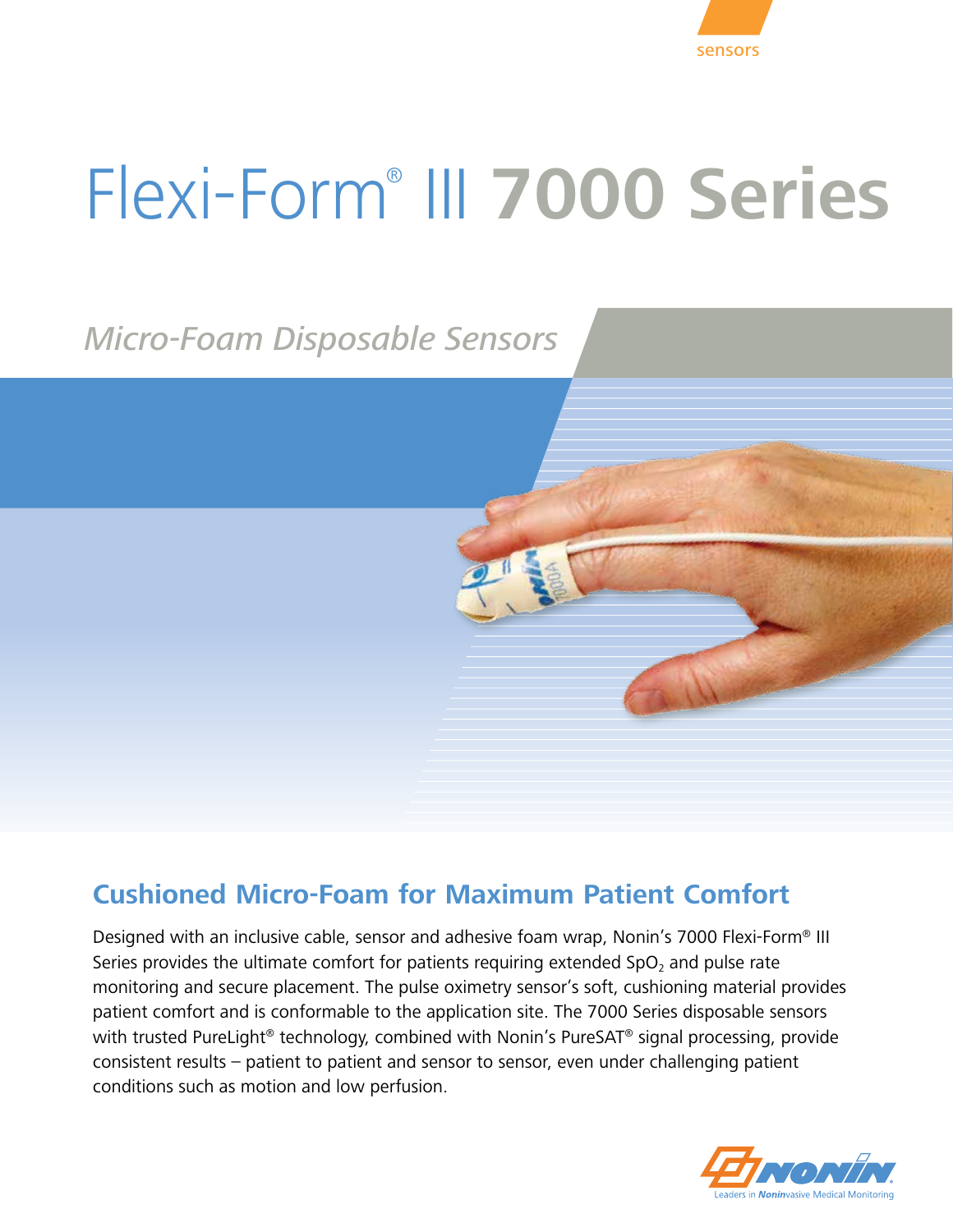sensors

# Flexi-Form® III 7000 Series

*Micro-Foam Disposable Sensors*

## Cushioned Micro-Foam for Maximum Patient Comfort

Designed with an inclusive cable, sensor and adhesive foam wrap, Nonin's 7000 Flexi-Form® III Series provides the ultimate comfort for patients requiring extended $SpO_2$ and pulse rate monitoring and secure placement. The pulse oximetry sensor's soft, cushioning material provides patient comfort and is conformable to the application site. The 7000 Series disposable sensors with trusted PureLight® technology, combined with Nonin's PureSAT® signal processing, provide consistent results – patient to patient and sensor to sensor, even under challenging patient conditions such as motion and low perfusion.

NONIN
Leaders in Noninvasive Medical Monitoring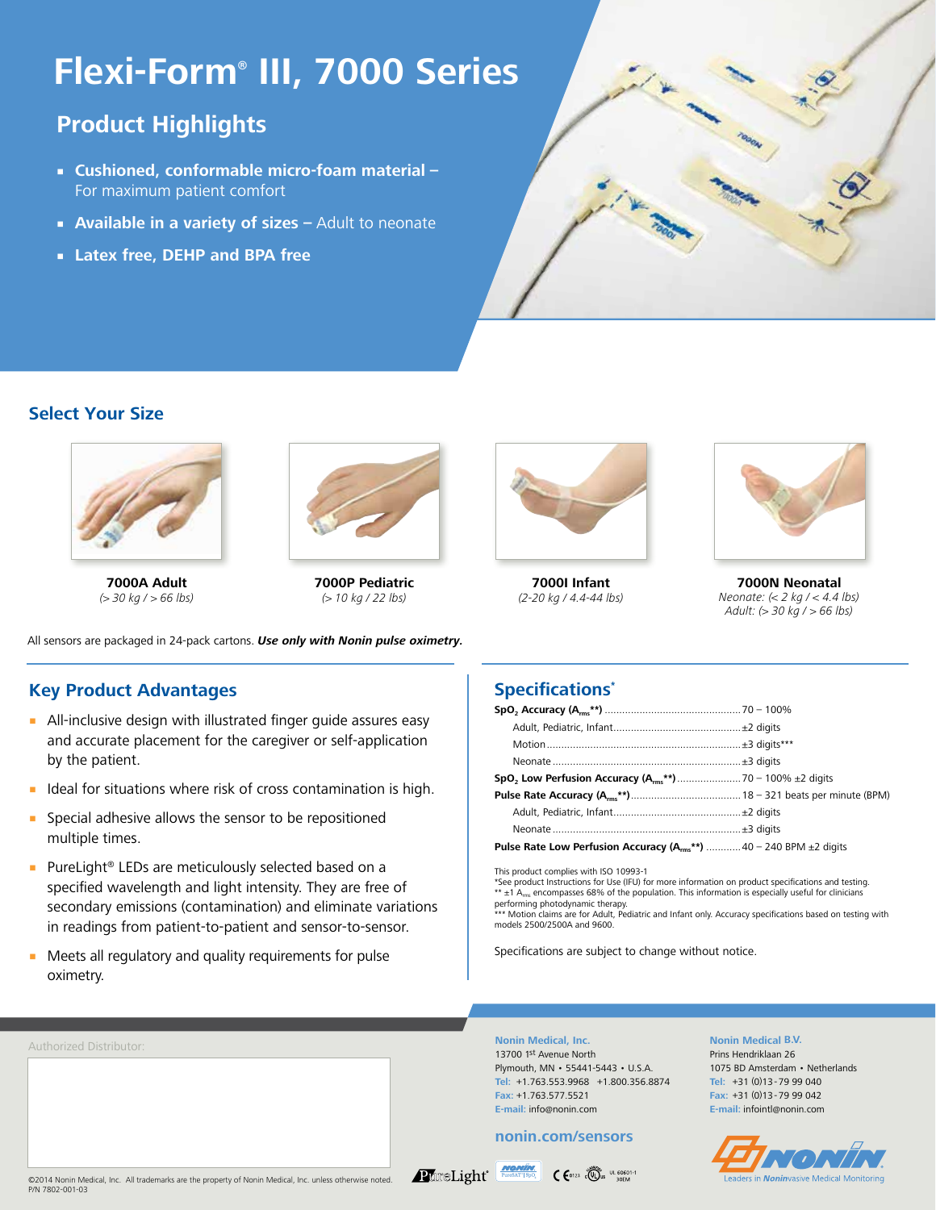# Flexi-Form® III, 7000 Series

## Product Highlights

- **Cushioned, conformable micro-foam material –** For maximum patient comfort
- **Available in a variety of sizes –** Adult to neonate
- **Latex free, DEHP and BPA free**

## Select Your Size

**7000A Adult**
*(> 30 kg / > 66 lbs)*

**7000P Pediatric**
*(> 10 kg / 22 lbs)*

**7000I Infant**
*(2-20 kg / 4.4-44 lbs)*

**7000N Neonatal**
*Neonate: (< 2 kg / < 4.4 lbs)*
*Adult: (> 30 kg / > 66 lbs)*

All sensors are packaged in 24-pack cartons. ***Use only with Nonin pulse oximetry.***

## Key Product Advantages

- All-inclusive design with illustrated finger guide assures easy and accurate placement for the caregiver or self-application by the patient.
- Ideal for situations where risk of cross contamination is high.
- Special adhesive allows the sensor to be repositioned multiple times.
- PureLight® LEDs are meticulously selected based on a specified wavelength and light intensity. They are free of secondary emissions (contamination) and eliminate variations in readings from patient-to-patient and sensor-to-sensor.
- Meets all regulatory and quality requirements for pulse oximetry.

## Specifications*

| | |
|---|---|
| **$SpO_2$ Accuracy ($A_{rms}$\*\*)** | 70 – 100% |
| Adult, Pediatric, Infant | ±2 digits |
| Motion | ±3 digits*** |
| Neonate | ±3 digits |
| **$SpO_2$ Low Perfusion Accuracy ($A_{rms}$\*\*)** | 70 – 100% ±2 digits |
| **Pulse Rate Accuracy ($A_{rms}$\*\*)** | 18 – 321 beats per minute (BPM) |
| Adult, Pediatric, Infant | ±2 digits |
| Neonate | ±3 digits |
| **Pulse Rate Low Perfusion Accuracy ($A_{rms}$\*\*)** | 40 – 240 BPM ±2 digits |

This product complies with ISO 10993-1
*See product Instructions for Use (IFU) for more information on product specifications and testing.
** ±1 $A_{rms}$ encompasses 68% of the population. This information is especially useful for clinicians performing photodynamic therapy.
*** Motion claims are for Adult, Pediatric and Infant only. Accuracy specifications based on testing with models 2500/2500A and 9600.

Specifications are subject to change without notice.

Authorized Distributor:

**Nonin Medical, Inc.**
13700 1st Avenue North
Plymouth, MN • 55441-5443 • U.S.A.
Tel: +1.763.553.9968 +1.800.356.8874
Fax: +1.763.577.5521
E-mail: info@nonin.com

**nonin.com/sensors**

**Nonin Medical B.V.**
Prins Hendriklaan 26
1075 BD Amsterdam • Netherlands
Tel: +31 (0)13-79 99 040
Fax: +31 (0)13-79 99 042
E-mail: infointl@nonin.com

Leaders in Noninvasive Medical Monitoring

©2014 Nonin Medical, Inc. All trademarks are the property of Nonin Medical, Inc. unless otherwise noted.
P/N 7802-001-03